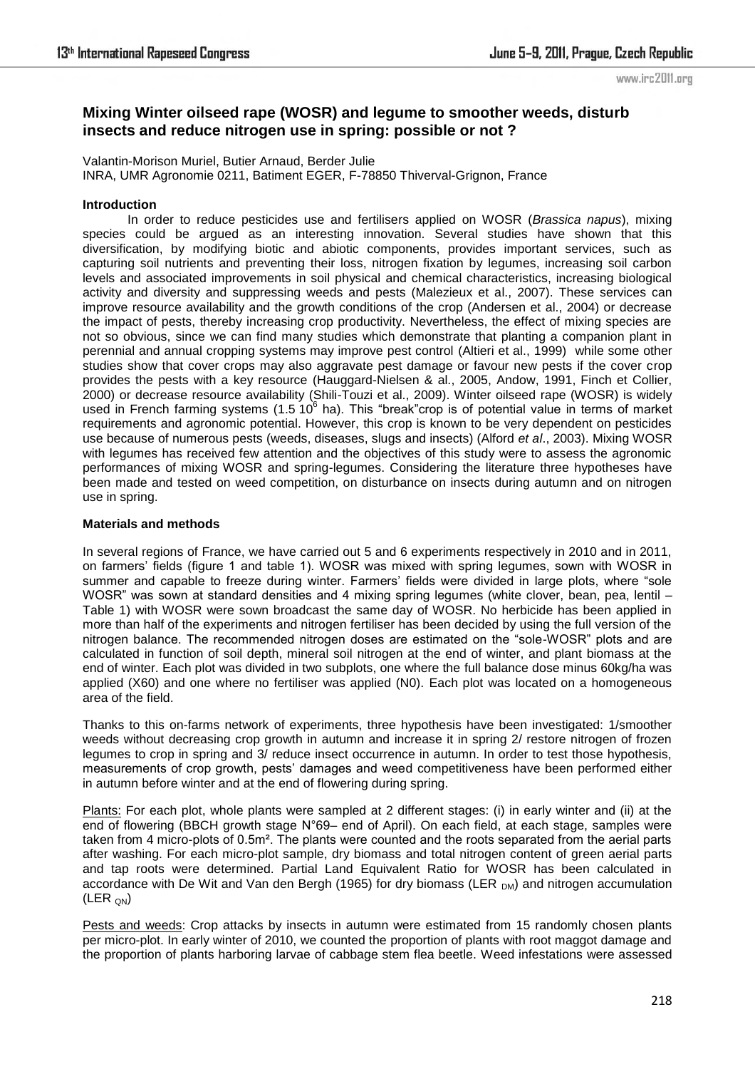# Mixing Winter oilseed rape (WOSR) and legume to smoother weeds, disturb insects and reduce nitrogen use in spring: possible or not ?

Valantin-Morison Muriel, Butier Arnaud, Berder Julie
INRA, UMR Agronomie 0211, Batiment EGER, F-78850 Thiverval-Grignon, France

## Introduction

In order to reduce pesticides use and fertilisers applied on WOSR (*Brassica napus*), mixing species could be argued as an interesting innovation. Several studies have shown that this diversification, by modifying biotic and abiotic components, provides important services, such as capturing soil nutrients and preventing their loss, nitrogen fixation by legumes, increasing soil carbon levels and associated improvements in soil physical and chemical characteristics, increasing biological activity and diversity and suppressing weeds and pests (Malezieux et al., 2007). These services can improve resource availability and the growth conditions of the crop (Andersen et al., 2004) or decrease the impact of pests, thereby increasing crop productivity. Nevertheless, the effect of mixing species are not so obvious, since we can find many studies which demonstrate that planting a companion plant in perennial and annual cropping systems may improve pest control (Altieri et al., 1999) while some other studies show that cover crops may also aggravate pest damage or favour new pests if the cover crop provides the pests with a key resource (Hauggard-Nielsen & al., 2005, Andow, 1991, Finch et Collier, 2000) or decrease resource availability (Shili-Touzi et al., 2009). Winter oilseed rape (WOSR) is widely used in French farming systems (1.5 $10^6$ ha). This "break"crop is of potential value in terms of market requirements and agronomic potential. However, this crop is known to be very dependent on pesticides use because of numerous pests (weeds, diseases, slugs and insects) (Alford *et al*., 2003). Mixing WOSR with legumes has received few attention and the objectives of this study were to assess the agronomic performances of mixing WOSR and spring-legumes. Considering the literature three hypotheses have been made and tested on weed competition, on disturbance on insects during autumn and on nitrogen use in spring.

## Materials and methods

In several regions of France, we have carried out 5 and 6 experiments respectively in 2010 and in 2011, on farmers' fields (figure 1 and table 1). WOSR was mixed with spring legumes, sown with WOSR in summer and capable to freeze during winter. Farmers' fields were divided in large plots, where "sole WOSR" was sown at standard densities and 4 mixing spring legumes (white clover, bean, pea, lentil – Table 1) with WOSR were sown broadcast the same day of WOSR. No herbicide has been applied in more than half of the experiments and nitrogen fertiliser has been decided by using the full version of the nitrogen balance. The recommended nitrogen doses are estimated on the "sole-WOSR" plots and are calculated in function of soil depth, mineral soil nitrogen at the end of winter, and plant biomass at the end of winter. Each plot was divided in two subplots, one where the full balance dose minus 60kg/ha was applied (X60) and one where no fertiliser was applied (N0). Each plot was located on a homogeneous area of the field.

Thanks to this on-farms network of experiments, three hypothesis have been investigated: 1/smoother weeds without decreasing crop growth in autumn and increase it in spring 2/ restore nitrogen of frozen legumes to crop in spring and 3/ reduce insect occurrence in autumn. In order to test those hypothesis, measurements of crop growth, pests' damages and weed competitiveness have been performed either in autumn before winter and at the end of flowering during spring.

Plants: For each plot, whole plants were sampled at 2 different stages: (i) in early winter and (ii) at the end of flowering (BBCH growth stage N°69– end of April). On each field, at each stage, samples were taken from 4 micro-plots of 0.5m². The plants were counted and the roots separated from the aerial parts after washing. For each micro-plot sample, dry biomass and total nitrogen content of green aerial parts and tap roots were determined. Partial Land Equivalent Ratio for WOSR has been calculated in accordance with De Wit and Van den Bergh (1965) for dry biomass ($LER_{DM}$) and nitrogen accumulation ($LER_{QN}$)

Pests and weeds: Crop attacks by insects in autumn were estimated from 15 randomly chosen plants per micro-plot. In early winter of 2010, we counted the proportion of plants with root maggot damage and the proportion of plants harboring larvae of cabbage stem flea beetle. Weed infestations were assessed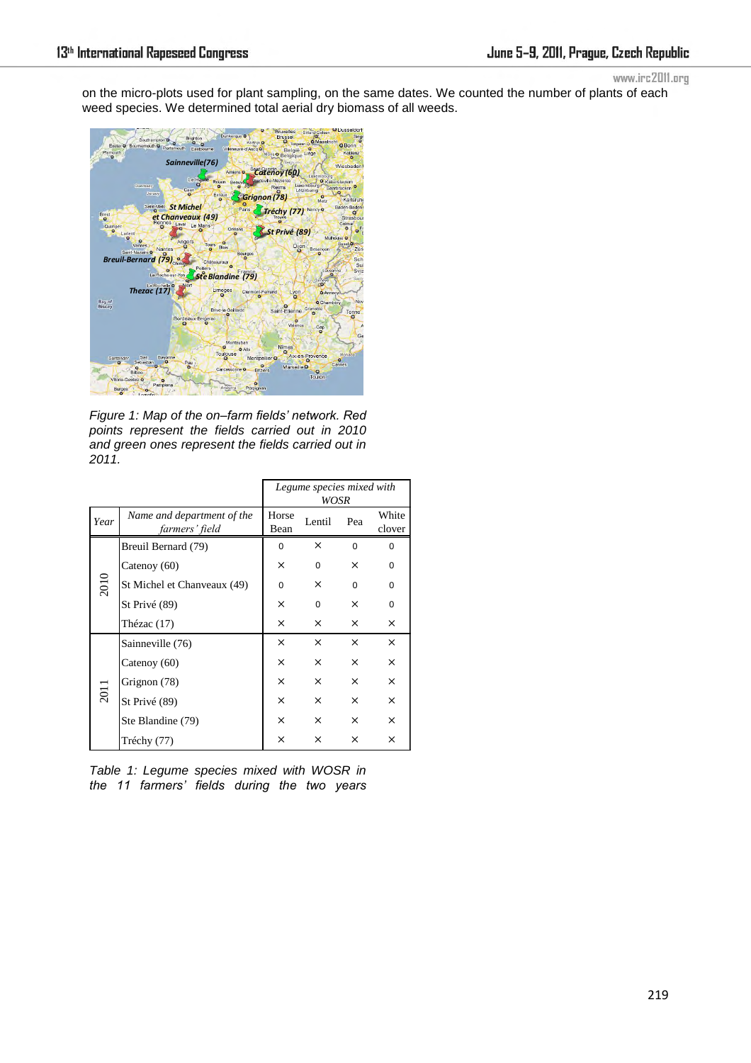on the micro-plots used for plant sampling, on the same dates. We counted the number of plants of each weed species. We determined total aerial dry biomass of all weeds.

*Figure 1: Map of the on–farm fields' network. Red points represent the fields carried out in 2010 and green ones represent the fields carried out in 2011.*

| Year | Name and department of the farmers' field | Legume species mixed with WOSR | | | |
|---|---|---|---|---|---|
| | | Horse Bean | Lentil | Pea | White clover |
| 2010 | Breuil Bernard (79) | 0 | × | 0 | 0 |
| | Catenoy (60) | × | 0 | × | 0 |
| | St Michel et Chanveaux (49) | 0 | × | 0 | 0 |
| | St Privé (89) | × | 0 | × | 0 |
| | Thézac (17) | × | × | × | × |
| 2011 | Sainneville (76) | × | × | × | × |
| | Catenoy (60) | × | × | × | × |
| | Grignon (78) | × | × | × | × |
| | St Privé (89) | × | × | × | × |
| | Ste Blandine (79) | × | × | × | × |
| | Tréchy (77) | × | × | × | × |

*Table 1: Legume species mixed with WOSR in the 11 farmers' fields during the two years*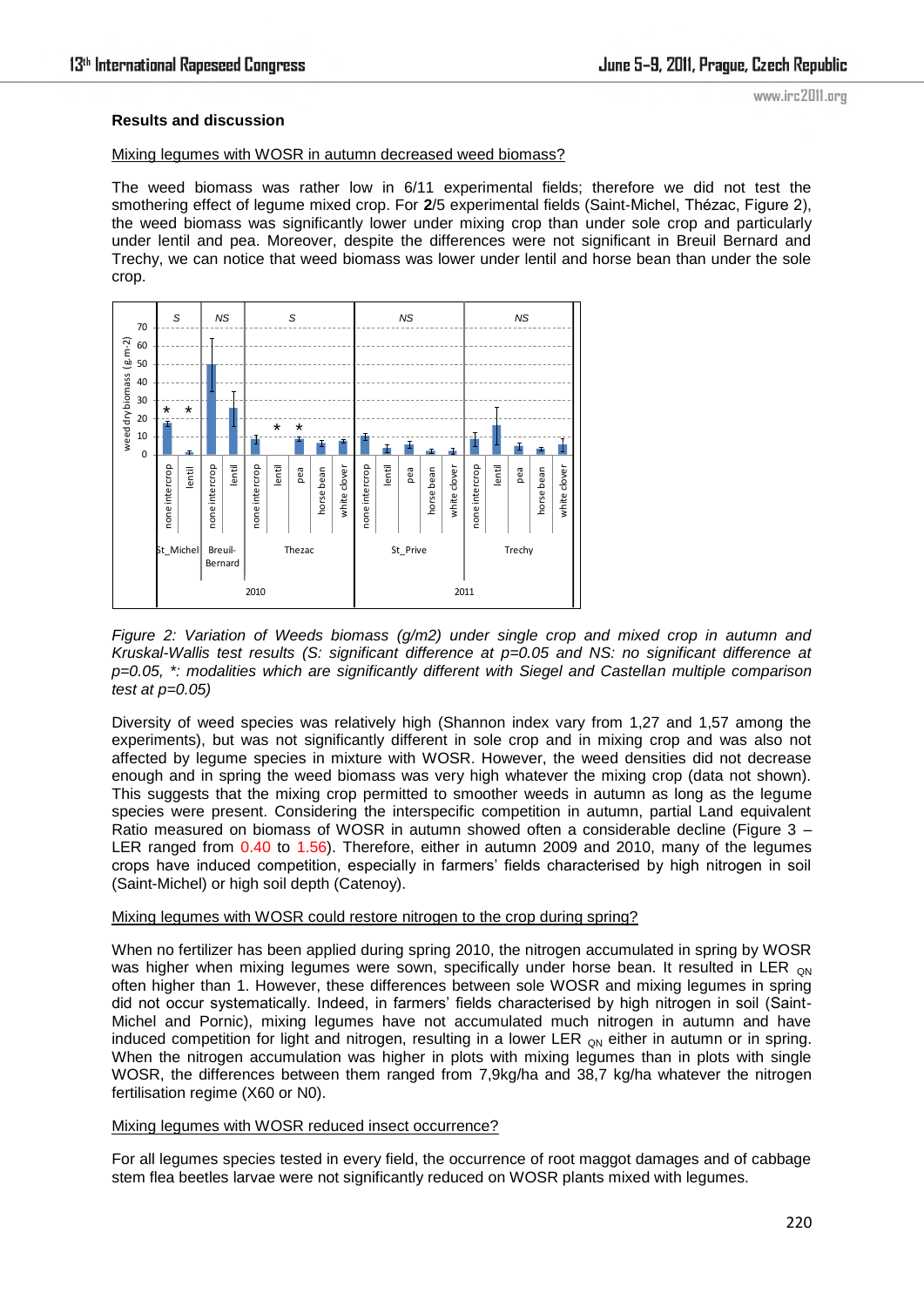## Results and discussion

Mixing legumes with WOSR in autumn decreased weed biomass?

The weed biomass was rather low in 6/11 experimental fields; therefore we did not test the smothering effect of legume mixed crop. For **2**/5 experimental fields (Saint-Michel, Thézac, Figure 2), the weed biomass was significantly lower under mixing crop than under sole crop and particularly under lentil and pea. Moreover, despite the differences were not significant in Breuil Bernard and Trechy, we can notice that weed biomass was lower under lentil and horse bean than under the sole crop.

*Figure 2: Variation of Weeds biomass (g/m2) under single crop and mixed crop in autumn and Kruskal-Wallis test results (S: significant difference at p=0.05 and NS: no significant difference at p=0.05, *: modalities which are significantly different with Siegel and Castellan multiple comparison test at p=0.05)*

Diversity of weed species was relatively high (Shannon index vary from 1,27 and 1,57 among the experiments), but was not significantly different in sole crop and in mixing crop and was also not affected by legume species in mixture with WOSR. However, the weed densities did not decrease enough and in spring the weed biomass was very high whatever the mixing crop (data not shown). This suggests that the mixing crop permitted to smoother weeds in autumn as long as the legume species were present. Considering the interspecific competition in autumn, partial Land equivalent Ratio measured on biomass of WOSR in autumn showed often a considerable decline (Figure 3 – LER ranged from 0.40 to 1.56). Therefore, either in autumn 2009 and 2010, many of the legumes crops have induced competition, especially in farmers' fields characterised by high nitrogen in soil (Saint-Michel) or high soil depth (Catenoy).

Mixing legumes with WOSR could restore nitrogen to the crop during spring?

When no fertilizer has been applied during spring 2010, the nitrogen accumulated in spring by WOSR was higher when mixing legumes were sown, specifically under horse bean. It resulted in LER $_{QN}$ often higher than 1. However, these differences between sole WOSR and mixing legumes in spring did not occur systematically. Indeed, in farmers' fields characterised by high nitrogen in soil (Saint-Michel and Pornic), mixing legumes have not accumulated much nitrogen in autumn and have induced competition for light and nitrogen, resulting in a lower LER $_{QN}$ either in autumn or in spring. When the nitrogen accumulation was higher in plots with mixing legumes than in plots with single WOSR, the differences between them ranged from 7,9kg/ha and 38,7 kg/ha whatever the nitrogen fertilisation regime (X60 or N0).

Mixing legumes with WOSR reduced insect occurrence?

For all legumes species tested in every field, the occurrence of root maggot damages and of cabbage stem flea beetles larvae were not significantly reduced on WOSR plants mixed with legumes.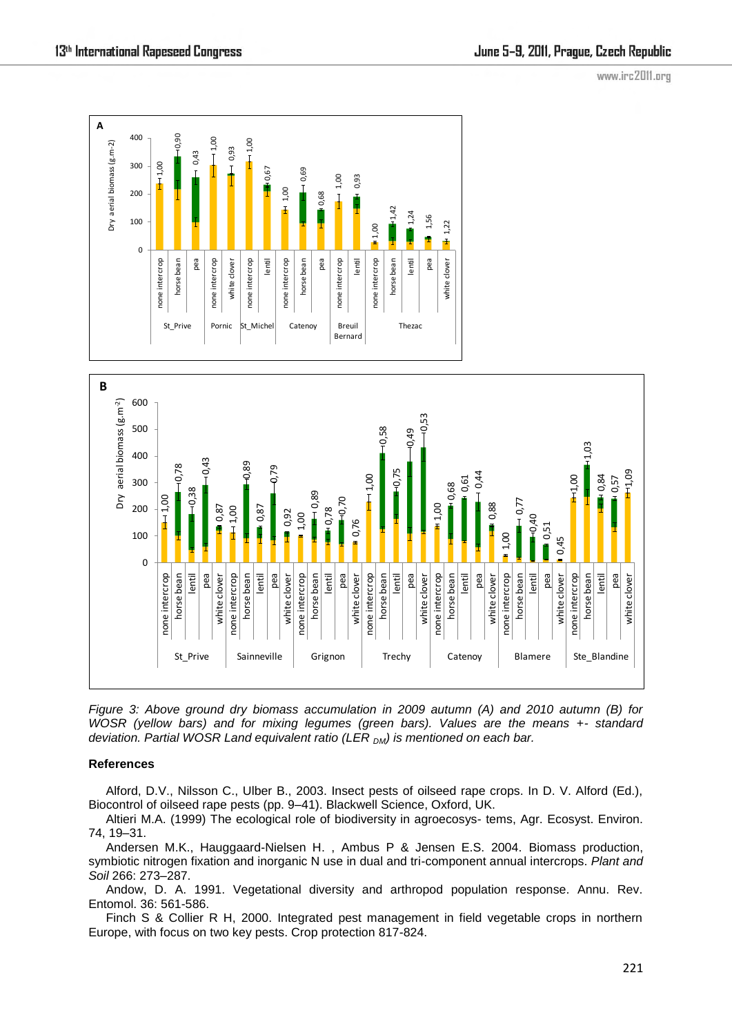*Figure 3: Above ground dry biomass accumulation in 2009 autumn (A) and 2010 autumn (B) for WOSR (yellow bars) and for mixing legumes (green bars). Values are the means +- standard deviation. Partial WOSR Land equivalent ratio ($LER_{DM}$) is mentioned on each bar.*

**References**

Alford, D.V., Nilsson C., Ulber B., 2003. Insect pests of oilseed rape crops. In D. V. Alford (Ed.), Biocontrol of oilseed rape pests (pp. 9–41). Blackwell Science, Oxford, UK.

Altieri M.A. (1999) The ecological role of biodiversity in agroecosys- tems, Agr. Ecosyst. Environ. 74, 19–31.

Andersen M.K., Hauggaard-Nielsen H. , Ambus P & Jensen E.S. 2004. Biomass production, symbiotic nitrogen fixation and inorganic N use in dual and tri-component annual intercrops. *Plant and Soil* 266: 273–287.

Andow, D. A. 1991. Vegetational diversity and arthropod population response. Annu. Rev. Entomol. 36: 561-586.

Finch S & Collier R H, 2000. Integrated pest management in field vegetable crops in northern Europe, with focus on two key pests. Crop protection 817-824.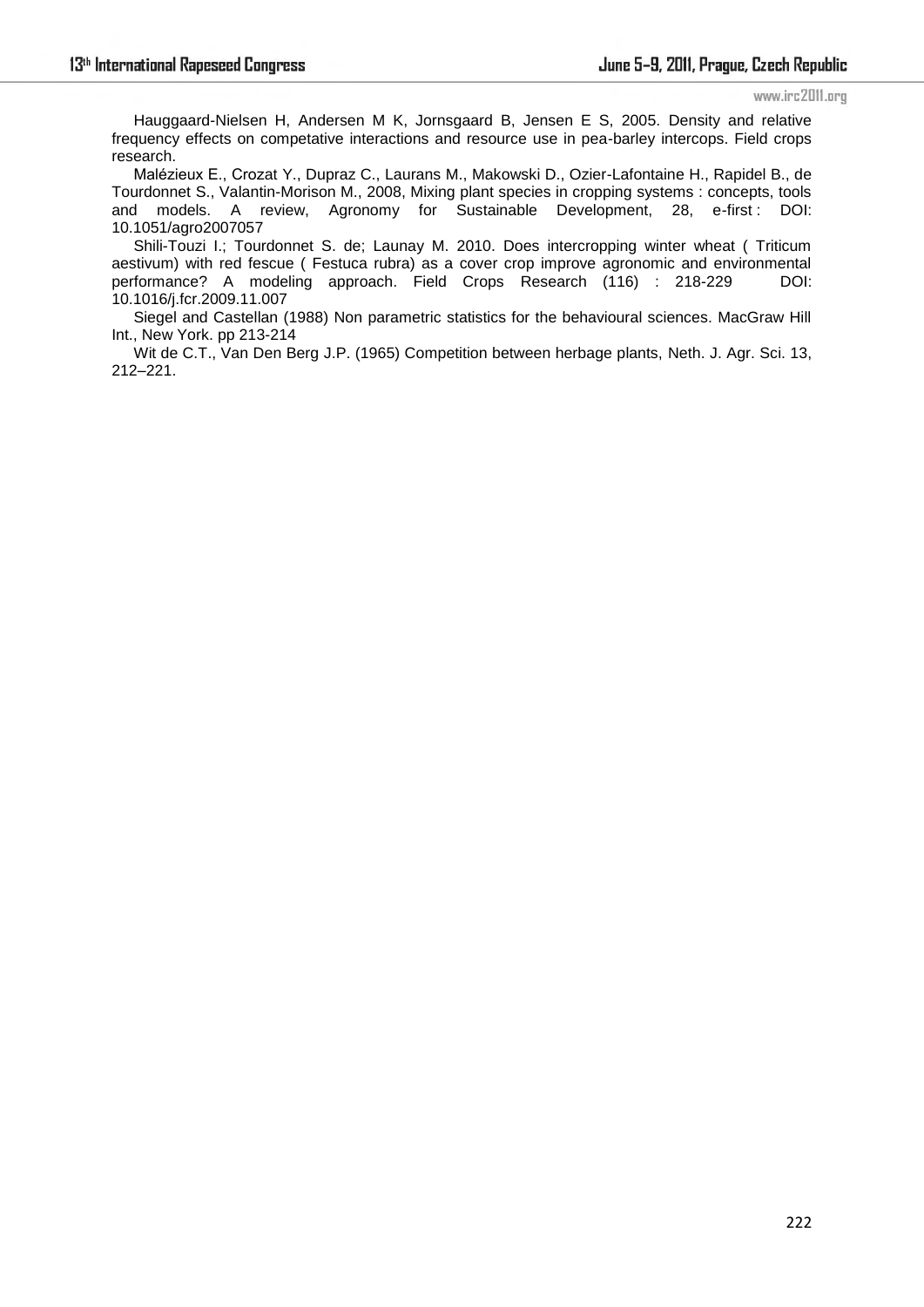Hauggaard-Nielsen H, Andersen M K, Jornsgaard B, Jensen E S, 2005. Density and relative frequency effects on competative interactions and resource use in pea-barley intercops. Field crops research.

Malézieux E., Crozat Y., Dupraz C., Laurans M., Makowski D., Ozier-Lafontaine H., Rapidel B., de Tourdonnet S., Valantin-Morison M., 2008, Mixing plant species in cropping systems : concepts, tools and models. A review, Agronomy for Sustainable Development, 28, e-first : DOI: 10.1051/agro2007057

Shili-Touzi I.; Tourdonnet S. de; Launay M. 2010. Does intercropping winter wheat ( Triticum aestivum) with red fescue ( Festuca rubra) as a cover crop improve agronomic and environmental performance? A modeling approach. Field Crops Research (116) : 218-229 DOI: 10.1016/j.fcr.2009.11.007

Siegel and Castellan (1988) Non parametric statistics for the behavioural sciences. MacGraw Hill Int., New York. pp 213-214

Wit de C.T., Van Den Berg J.P. (1965) Competition between herbage plants, Neth. J. Agr. Sci. 13, 212–221.